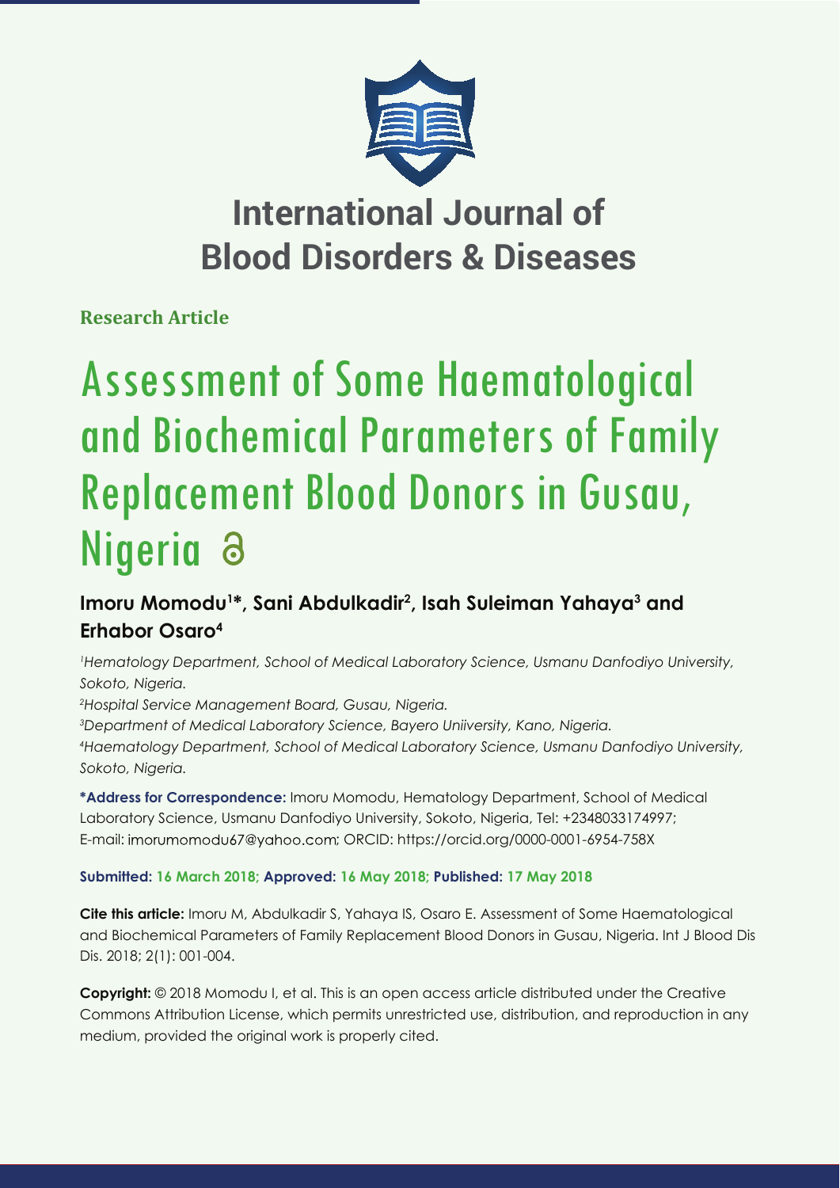# International Journal of Blood Disorders & Diseases

**Research Article**

# Assessment of Some Haematological and Biochemical Parameters of Family Replacement Blood Donors in Gusau, Nigeria

**Imoru Momodu[1]*, Sani Abdulkadir[2], Isah Suleiman Yahaya[3] and Erhabor Osaro[4]**

*[1]Hematology Department, School of Medical Laboratory Science, Usmanu Danfodiyo University, Sokoto, Nigeria.*
*[2]Hospital Service Management Board, Gusau, Nigeria.*
*[3]Department of Medical Laboratory Science, Bayero Uniiversity, Kano, Nigeria.*
*[4]Haematology Department, School of Medical Laboratory Science, Usmanu Danfodiyo University, Sokoto, Nigeria.*

**\*Address for Correspondence:** Imoru Momodu, Hematology Department, School of Medical Laboratory Science, Usmanu Danfodiyo University, Sokoto, Nigeria, Tel: +2348033174997; E-mail: imorumomodu67@yahoo.com; ORCID: https://orcid.org/0000-0001-6954-758X

**Submitted: 16 March 2018; Approved: 16 May 2018; Published: 17 May 2018**

**Cite this article:** Imoru M, Abdulkadir S, Yahaya IS, Osaro E. Assessment of Some Haematological and Biochemical Parameters of Family Replacement Blood Donors in Gusau, Nigeria. Int J Blood Dis Dis. 2018; 2(1): 001-004.

**Copyright:** © 2018 Momodu I, et al. This is an open access article distributed under the Creative Commons Attribution License, which permits unrestricted use, distribution, and reproduction in any medium, provided the original work is properly cited.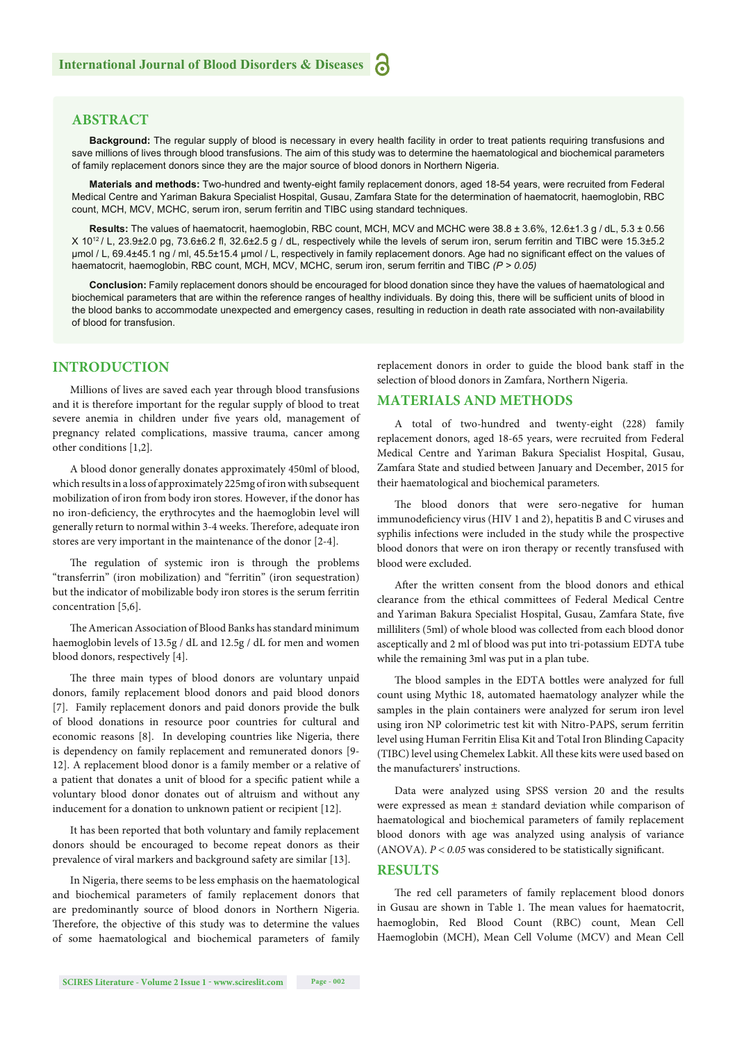## ABSTRACT

**Background:** The regular supply of blood is necessary in every health facility in order to treat patients requiring transfusions and save millions of lives through blood transfusions. The aim of this study was to determine the haematological and biochemical parameters of family replacement donors since they are the major source of blood donors in Northern Nigeria.

**Materials and methods:** Two-hundred and twenty-eight family replacement donors, aged 18-54 years, were recruited from Federal Medical Centre and Yariman Bakura Specialist Hospital, Gusau, Zamfara State for the determination of haematocrit, haemoglobin, RBC count, MCH, MCV, MCHC, serum iron, serum ferritin and TIBC using standard techniques.

**Results:** The values of haematocrit, haemoglobin, RBC count, MCH, MCV and MCHC were 38.8 ± 3.6%, 12.6±1.3 g / dL, 5.3 ± 0.56 X $10^{12}$ / L, 23.9±2.0 pg, 73.6±6.2 fl, 32.6±2.5 g / dL, respectively while the levels of serum iron, serum ferritin and TIBC were 15.3±5.2 μmol / L, 69.4±45.1 ng / ml, 45.5±15.4 μmol / L, respectively in family replacement donors. Age had no significant effect on the values of haematocrit, haemoglobin, RBC count, MCH, MCV, MCHC, serum iron, serum ferritin and TIBC *(P > 0.05)*

**Conclusion:** Family replacement donors should be encouraged for blood donation since they have the values of haematological and biochemical parameters that are within the reference ranges of healthy individuals. By doing this, there will be sufficient units of blood in the blood banks to accommodate unexpected and emergency cases, resulting in reduction in death rate associated with non-availability of blood for transfusion.

## INTRODUCTION

Millions of lives are saved each year through blood transfusions and it is therefore important for the regular supply of blood to treat severe anemia in children under five years old, management of pregnancy related complications, massive trauma, cancer among other conditions [1,2].

A blood donor generally donates approximately 450ml of blood, which results in a loss of approximately 225mg of iron with subsequent mobilization of iron from body iron stores. However, if the donor has no iron-deficiency, the erythrocytes and the haemoglobin level will generally return to normal within 3-4 weeks. Therefore, adequate iron stores are very important in the maintenance of the donor [2-4].

The regulation of systemic iron is through the problems "transferrin" (iron mobilization) and "ferritin" (iron sequestration) but the indicator of mobilizable body iron stores is the serum ferritin concentration [5,6].

The American Association of Blood Banks has standard minimum haemoglobin levels of 13.5g / dL and 12.5g / dL for men and women blood donors, respectively [4].

The three main types of blood donors are voluntary unpaid donors, family replacement blood donors and paid blood donors [7]. Family replacement donors and paid donors provide the bulk of blood donations in resource poor countries for cultural and economic reasons [8]. In developing countries like Nigeria, there is dependency on family replacement and remunerated donors [9-12]. A replacement blood donor is a family member or a relative of a patient that donates a unit of blood for a specific patient while a voluntary blood donor donates out of altruism and without any inducement for a donation to unknown patient or recipient [12].

It has been reported that both voluntary and family replacement donors should be encouraged to become repeat donors as their prevalence of viral markers and background safety are similar [13].

In Nigeria, there seems to be less emphasis on the haematological and biochemical parameters of family replacement donors that are predominantly source of blood donors in Northern Nigeria. Therefore, the objective of this study was to determine the values of some haematological and biochemical parameters of family replacement donors in order to guide the blood bank staff in the selection of blood donors in Zamfara, Northern Nigeria.

## MATERIALS AND METHODS

A total of two-hundred and twenty-eight (228) family replacement donors, aged 18-65 years, were recruited from Federal Medical Centre and Yariman Bakura Specialist Hospital, Gusau, Zamfara State and studied between January and December, 2015 for their haematological and biochemical parameters.

The blood donors that were sero-negative for human immunodeficiency virus (HIV 1 and 2), hepatitis B and C viruses and syphilis infections were included in the study while the prospective blood donors that were on iron therapy or recently transfused with blood were excluded.

After the written consent from the blood donors and ethical clearance from the ethical committees of Federal Medical Centre and Yariman Bakura Specialist Hospital, Gusau, Zamfara State, five milliliters (5ml) of whole blood was collected from each blood donor asceptically and 2 ml of blood was put into tri-potassium EDTA tube while the remaining 3ml was put in a plan tube.

The blood samples in the EDTA bottles were analyzed for full count using Mythic 18, automated haematology analyzer while the samples in the plain containers were analyzed for serum iron level using iron NP colorimetric test kit with Nitro-PAPS, serum ferritin level using Human Ferritin Elisa Kit and Total Iron Blinding Capacity (TIBC) level using Chemelex Labkit. All these kits were used based on the manufacturers' instructions.

Data were analyzed using SPSS version 20 and the results were expressed as mean ± standard deviation while comparison of haematological and biochemical parameters of family replacement blood donors with age was analyzed using analysis of variance (ANOVA). *P < 0.05* was considered to be statistically significant.

## RESULTS

The red cell parameters of family replacement blood donors in Gusau are shown in Table 1. The mean values for haematocrit, haemoglobin, Red Blood Count (RBC) count, Mean Cell Haemoglobin (MCH), Mean Cell Volume (MCV) and Mean Cell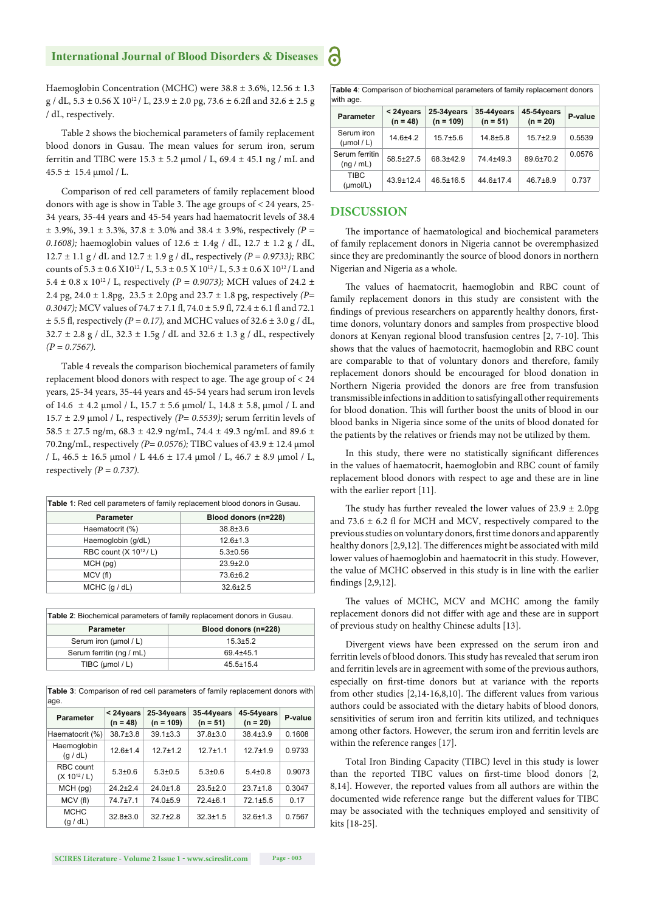Haemoglobin Concentration (MCHC) were 38.8 ± 3.6%, 12.56 ± 1.3 g / dL, 5.3 ± 0.56 X $10^{12}$ / L, 23.9 ± 2.0 pg, 73.6 ± 6.2fl and 32.6 ± 2.5 g / dL, respectively.

Table 2 shows the biochemical parameters of family replacement blood donors in Gusau. The mean values for serum iron, serum ferritin and TIBC were 15.3 ± 5.2 µmol / L, 69.4 ± 45.1 ng / mL and 45.5 ± 15.4 µmol / L.

Comparison of red cell parameters of family replacement blood donors with age is show in Table 3. The age groups of < 24 years, 25-34 years, 35-44 years and 45-54 years had haematocrit levels of 38.4 ± 3.9%, 39.1 ± 3.3%, 37.8 ± 3.0% and 38.4 ± 3.9%, respectively *(P = 0.1608);* haemoglobin values of 12.6 ± 1.4g / dL, 12.7 ± 1.2 g / dL, 12.7 ± 1.1 g / dL and 12.7 ± 1.9 g / dL, respectively *(P = 0.9733);* RBC counts of 5.3 ± 0.6 X$10^{12}$ / L, 5.3 ± 0.5 X $10^{12}$ / L, 5.3 ± 0.6 X $10^{12}$ / L and 5.4 ± 0.8 x $10^{12}$ / L, respectively *(P = 0.9073);* MCH values of 24.2 ± 2.4 pg, 24.0 ± 1.8pg, 23.5 ± 2.0pg and 23.7 ± 1.8 pg, respectively *(P= 0.3047);* MCV values of 74.7 ± 7.1 fl, 74.0 ± 5.9 fl, 72.4 ± 6.1 fl and 72.1 ± 5.5 fl, respectively *(P = 0.17),* and MCHC values of 32.6 ± 3.0 g / dL, 32.7 ± 2.8 g / dL, 32.3 ± 1.5g / dL and 32.6 ± 1.3 g / dL, respectively *(P = 0.7567).*

Table 4 reveals the comparison biochemical parameters of family replacement blood donors with respect to age. The age group of < 24 years, 25-34 years, 35-44 years and 45-54 years had serum iron levels of 14.6 ± 4.2 µmol / L, 15.7 ± 5.6 µmol/ L, 14.8 ± 5.8, µmol / L and 15.7 ± 2.9 µmol / L, respectively *(P= 0.5539);* serum ferritin levels of 58.5 ± 27.5 ng/m, 68.3 ± 42.9 ng/mL, 74.4 ± 49.3 ng/mL and 89.6 ± 70.2ng/mL, respectively *(P= 0.0576);* TIBC values of 43.9 ± 12.4 µmol / L, 46.5 ± 16.5 µmol / L 44.6 ± 17.4 µmol / L, 46.7 ± 8.9 µmol / L, respectively *(P = 0.737).*

**Table 1**: Red cell parameters of family replacement blood donors in Gusau.

| Parameter | Blood donors (n=228) |
|---|---|
| Haematocrit (%) | 38.8±3.6 |
| Haemoglobin (g/dL) | 12.6±1.3 |
| RBC count (X $10^{12}$/ L) | 5.3±0.56 |
| MCH (pg) | 23.9±2.0 |
| MCV (fl) | 73.6±6.2 |
| MCHC (g / dL) | 32.6±2.5 |

**Table 2**: Biochemical parameters of family replacement donors in Gusau.

| Parameter | Blood donors (n=228) |
|---|---|
| Serum iron (µmol / L) | 15.3±5.2 |
| Serum ferritin (ng / mL) | 69.4±45.1 |
| TIBC (µmol / L) | 45.5±15.4 |

**Table 3**: Comparison of red cell parameters of family replacement donors with age.

| Parameter | < 24years (n = 48) | 25-34years (n = 109) | 35-44years (n = 51) | 45-54years (n = 20) | P-value |
|---|---|---|---|---|---|
| Haematocrit (%) | 38.7±3.8 | 39.1±3.3 | 37.8±3.0 | 38.4±3.9 | 0.1608 |
| Haemoglobin (g / dL) | 12.6±1.4 | 12.7±1.2 | 12.7±1.1 | 12.7±1.9 | 0.9733 |
| RBC count (X $10^{12}$/ L) | 5.3±0.6 | 5.3±0.5 | 5.3±0.6 | 5.4±0.8 | 0.9073 |
| MCH (pg) | 24.2±2.4 | 24.0±1.8 | 23.5±2.0 | 23.7±1.8 | 0.3047 |
| MCV (fl) | 74.7±7.1 | 74.0±5.9 | 72.4±6.1 | 72.1±5.5 | 0.17 |
| MCHC (g / dL) | 32.8±3.0 | 32.7±2.8 | 32.3±1.5 | 32.6±1.3 | 0.7567 |

**Table 4**: Comparison of biochemical parameters of family replacement donors with age.

| Parameter | < 24years (n = 48) | 25-34years (n = 109) | 35-44years (n = 51) | 45-54years (n = 20) | P-value |
|---|---|---|---|---|---|
| Serum iron (µmol / L) | 14.6±4.2 | 15.7±5.6 | 14.8±5.8 | 15.7±2.9 | 0.5539 |
| Serum ferritin (ng / mL) | 58.5±27.5 | 68.3±42.9 | 74.4±49.3 | 89.6±70.2 | 0.0576 |
| TIBC (µmol/L) | 43.9±12.4 | 46.5±16.5 | 44.6±17.4 | 46.7±8.9 | 0.737 |

## DISCUSSION

The importance of haematological and biochemical parameters of family replacement donors in Nigeria cannot be overemphasized since they are predominantly the source of blood donors in northern Nigerian and Nigeria as a whole.

The values of haematocrit, haemoglobin and RBC count of family replacement donors in this study are consistent with the findings of previous researchers on apparently healthy donors, first-time donors, voluntary donors and samples from prospective blood donors at Kenyan regional blood transfusion centres [2, 7-10]. This shows that the values of haemotocrit, haemoglobin and RBC count are comparable to that of voluntary donors and therefore, family replacement donors should be encouraged for blood donation in Northern Nigeria provided the donors are free from transfusion transmissible infections in addition to satisfying all other requirements for blood donation. This will further boost the units of blood in our blood banks in Nigeria since some of the units of blood donated for the patients by the relatives or friends may not be utilized by them.

In this study, there were no statistically significant differences in the values of haematocrit, haemoglobin and RBC count of family replacement blood donors with respect to age and these are in line with the earlier report [11].

The study has further revealed the lower values of 23.9 ± 2.0pg and 73.6 ± 6.2 fl for MCH and MCV, respectively compared to the previous studies on voluntary donors, first time donors and apparently healthy donors [2,9,12]. The differences might be associated with mild lower values of haemoglobin and haematocrit in this study. However, the value of MCHC observed in this study is in line with the earlier findings [2,9,12].

The values of MCHC, MCV and MCHC among the family replacement donors did not differ with age and these are in support of previous study on healthy Chinese adults [13].

Divergent views have been expressed on the serum iron and ferritin levels of blood donors. This study has revealed that serum iron and ferritin levels are in agreement with some of the previous authors, especially on first-time donors but at variance with the reports from other studies [2,14-16,8,10]. The different values from various authors could be associated with the dietary habits of blood donors, sensitivities of serum iron and ferritin kits utilized, and techniques among other factors. However, the serum iron and ferritin levels are within the reference ranges [17].

Total Iron Binding Capacity (TIBC) level in this study is lower than the reported TIBC values on first-time blood donors [2, 8,14]. However, the reported values from all authors are within the documented wide reference range but the different values for TIBC may be associated with the techniques employed and sensitivity of kits [18-25].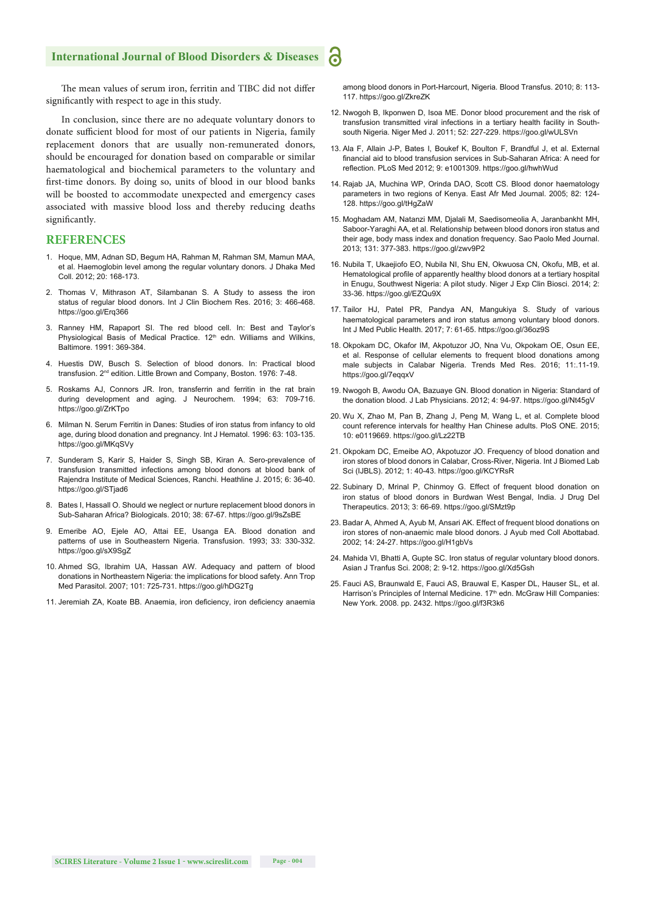The mean values of serum iron, ferritin and TIBC did not differ significantly with respect to age in this study.

In conclusion, since there are no adequate voluntary donors to donate sufficient blood for most of our patients in Nigeria, family replacement donors that are usually non-remunerated donors, should be encouraged for donation based on comparable or similar haematological and biochemical parameters to the voluntary and first-time donors. By doing so, units of blood in our blood banks will be boosted to accommodate unexpected and emergency cases associated with massive blood loss and thereby reducing deaths significantly.

## REFERENCES

1. Hoque, MM, Adnan SD, Begum HA, Rahman M, Rahman SM, Mamun MAA, et al. Haemoglobin level among the regular voluntary donors. J Dhaka Med Coll. 2012; 20: 168-173.
2. Thomas V, Mithrason AT, Silambanan S. A Study to assess the iron status of regular blood donors. Int J Clin Biochem Res. 2016; 3: 466-468. https://goo.gl/Erq366
3. Ranney HM, Rapaport SI. The red blood cell. In: Best and Taylor's Physiological Basis of Medical Practice. 12th edn. Williams and Wilkins, Baltimore. 1991: 369-384.
4. Huestis DW, Busch S. Selection of blood donors. In: Practical blood transfusion. 2nd edition. Little Brown and Company, Boston. 1976: 7-48.
5. Roskams AJ, Connors JR. Iron, transferrin and ferritin in the rat brain during development and aging. J Neurochem. 1994; 63: 709-716. https://goo.gl/ZrKTpo
6. Milman N. Serum Ferritin in Danes: Studies of iron status from infancy to old age, during blood donation and pregnancy. Int J Hematol. 1996: 63: 103-135. https://goo.gl/MKqSVy
7. Sunderam S, Karir S, Haider S, Singh SB, Kiran A. Sero-prevalence of transfusion transmitted infections among blood donors at blood bank of Rajendra Institute of Medical Sciences, Ranchi. Heathline J. 2015; 6: 36-40. https://goo.gl/STjad6
8. Bates I, Hassall O. Should we neglect or nurture replacement blood donors in Sub-Saharan Africa? Biologicals. 2010; 38: 67-67. https://goo.gl/9sZsBE
9. Emeribe AO, Ejele AO, Attai EE, Usanga EA. Blood donation and patterns of use in Southeastern Nigeria. Transfusion. 1993; 33: 330-332. https://goo.gl/sX9SgZ
10. Ahmed SG, Ibrahim UA, Hassan AW. Adequacy and pattern of blood donations in Northeastern Nigeria: the implications for blood safety. Ann Trop Med Parasitol. 2007; 101: 725-731. https://goo.gl/hDG2Tg
11. Jeremiah ZA, Koate BB. Anaemia, iron deficiency, iron deficiency anaemia among blood donors in Port-Harcourt, Nigeria. Blood Transfus. 2010; 8: 113-117. https://goo.gl/ZkreZK
12. Nwogoh B, Ikponwen D, Isoa ME. Donor blood procurement and the risk of transfusion transmitted viral infections in a tertiary health facility in South-south Nigeria. Niger Med J. 2011; 52: 227-229. https://goo.gl/wULSVn
13. Ala F, Allain J-P, Bates I, Boukef K, Boulton F, Brandful J, et al. External financial aid to blood transfusion services in Sub-Saharan Africa: A need for reflection. PLoS Med 2012; 9: e1001309. https://goo.gl/hwhWud
14. Rajab JA, Muchina WP, Orinda DAO, Scott CS. Blood donor haematology parameters in two regions of Kenya. East Afr Med Journal. 2005; 82: 124-128. https://goo.gl/tHgZaW
15. Moghadam AM, Natanzi MM, Djalali M, Saedisomeolia A, Jaranbankht MH, Saboor-Yaraghi AA, et al. Relationship between blood donors iron status and their age, body mass index and donation frequency. Sao Paolo Med Journal. 2013; 131: 377-383. https://goo.gl/zwv9P2
16. Nubila T, Ukaejiofo EO, Nubila NI, Shu EN, Okwuosa CN, Okofu, MB, et al. Hematological profile of apparently healthy blood donors at a tertiary hospital in Enugu, Southwest Nigeria: A pilot study. Niger J Exp Clin Biosci. 2014; 2: 33-36. https://goo.gl/EZQu9X
17. Tailor HJ, Patel PR, Pandya AN, Mangukiya S. Study of various haematological parameters and iron status among voluntary blood donors. Int J Med Public Health. 2017; 7: 61-65. https://goo.gl/36oz9S
18. Okpokam DC, Okafor IM, Akpotuzor JO, Nna Vu, Okpokam OE, Osun EE, et al. Response of cellular elements to frequent blood donations among male subjects in Calabar Nigeria. Trends Med Res. 2016; 11:.11-19. https://goo.gl/7eqqxV
19. Nwogoh B, Awodu OA, Bazuaye GN. Blood donation in Nigeria: Standard of the donation blood. J Lab Physicians. 2012; 4: 94-97. https://goo.gl/Nt45gV
20. Wu X, Zhao M, Pan B, Zhang J, Peng M, Wang L, et al. Complete blood count reference intervals for healthy Han Chinese adults. PloS ONE. 2015; 10: e0119669. https://goo.gl/Lz22TB
21. Okpokam DC, Emeibe AO, Akpotuzor JO. Frequency of blood donation and iron stores of blood donors in Calabar, Cross-River, Nigeria. Int J Biomed Lab Sci (IJBLS). 2012; 1: 40-43. https://goo.gl/KCYRsR
22. Subinary D, Mrinal P, Chinmoy G. Effect of frequent blood donation on iron status of blood donors in Burdwan West Bengal, India. J Drug Del Therapeutics. 2013; 3: 66-69. https://goo.gl/SMzt9p
23. Badar A, Ahmed A, Ayub M, Ansari AK. Effect of frequent blood donations on iron stores of non-anaemic male blood donors. J Ayub med Coll Abottabad. 2002; 14: 24-27. https://goo.gl/H1gbVs
24. Mahida VI, Bhatti A, Gupte SC. Iron status of regular voluntary blood donors. Asian J Tranfus Sci. 2008; 2: 9-12. https://goo.gl/Xd5Gsh
25. Fauci AS, Braunwald E, Fauci AS, Brauwal E, Kasper DL, Hauser SL, et al. Harrison's Principles of Internal Medicine. 17th edn. McGraw Hill Companies: New York. 2008. pp. 2432. https://goo.gl/f3R3k6